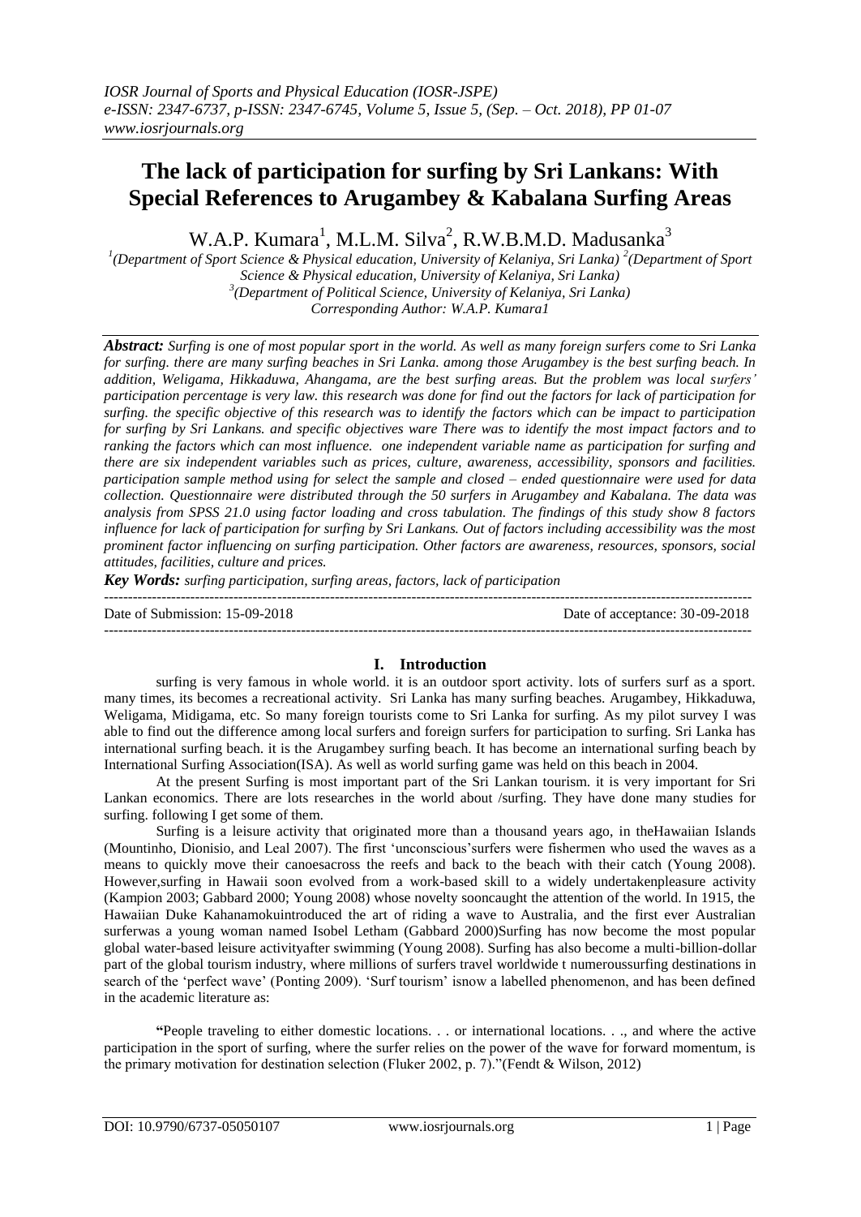# The lack of participation for surfing by Sri Lankans: With Special References to Arugambey & Kabalana Surfing Areas

W.A.P. Kumara[1], M.L.M. Silva[2], R.W.B.M.D. Madusanka[3]

[1](Department of Sport Science & Physical education, University of Kelaniya, Sri Lanka) [2](Department of Sport Science & Physical education, University of Kelaniya, Sri Lanka)
[3](Department of Political Science, University of Kelaniya, Sri Lanka)
Corresponding Author: W.A.P. Kumara1

***Abstract:*** *Surfing is one of most popular sport in the world. As well as many foreign surfers come to Sri Lanka for surfing. there are many surfing beaches in Sri Lanka. among those Arugambey is the best surfing beach. In addition, Weligama, Hikkaduwa, Ahangama, are the best surfing areas. But the problem was local surfers' participation percentage is very law. this research was done for find out the factors for lack of participation for surfing. the specific objective of this research was to identify the factors which can be impact to participation for surfing by Sri Lankans. and specific objectives ware There was to identify the most impact factors and to ranking the factors which can most influence. one independent variable name as participation for surfing and there are six independent variables such as prices, culture, awareness, accessibility, sponsors and facilities. participation sample method using for select the sample and closed – ended questionnaire were used for data collection. Questionnaire were distributed through the 50 surfers in Arugambey and Kabalana. The data was analysis from SPSS 21.0 using factor loading and cross tabulation. The findings of this study show 8 factors influence for lack of participation for surfing by Sri Lankans. Out of factors including accessibility was the most prominent factor influencing on surfing participation. Other factors are awareness, resources, sponsors, social attitudes, facilities, culture and prices.*

***Key Words:*** *surfing participation, surfing areas, factors, lack of participation*

---

Date of Submission: 15-09-2018 | Date of acceptance: 30-09-2018

---

## I. Introduction

surfing is very famous in whole world. it is an outdoor sport activity. lots of surfers surf as a sport. many times, its becomes a recreational activity. Sri Lanka has many surfing beaches. Arugambey, Hikkaduwa, Weligama, Midigama, etc. So many foreign tourists come to Sri Lanka for surfing. As my pilot survey I was able to find out the difference among local surfers and foreign surfers for participation to surfing. Sri Lanka has international surfing beach. it is the Arugambey surfing beach. It has become an international surfing beach by International Surfing Association(ISA). As well as world surfing game was held on this beach in 2004.

At the present Surfing is most important part of the Sri Lankan tourism. it is very important for Sri Lankan economics. There are lots researches in the world about /surfing. They have done many studies for surfing. following I get some of them.

Surfing is a leisure activity that originated more than a thousand years ago, in theHawaiian Islands (Mountinho, Dionisio, and Leal 2007). The first 'unconscious'surfers were fishermen who used the waves as a means to quickly move their canoesacross the reefs and back to the beach with their catch (Young 2008). However,surfing in Hawaii soon evolved from a work-based skill to a widely undertakenpleasure activity (Kampion 2003; Gabbard 2000; Young 2008) whose novelty sooncaught the attention of the world. In 1915, the Hawaiian Duke Kahanamokuintroduced the art of riding a wave to Australia, and the first ever Australian surferwas a young woman named Isobel Letham (Gabbard 2000)Surfing has now become the most popular global water-based leisure activityafter swimming (Young 2008). Surfing has also become a multi-billion-dollar part of the global tourism industry, where millions of surfers travel worldwide t numeroussurfing destinations in search of the 'perfect wave' (Ponting 2009). 'Surf tourism' isnow a labelled phenomenon, and has been defined in the academic literature as:

> **"**People traveling to either domestic locations. . . or international locations. . ., and where the active participation in the sport of surfing, where the surfer relies on the power of the wave for forward momentum, is the primary motivation for destination selection (Fluker 2002, p. 7)."(Fendt & Wilson, 2012)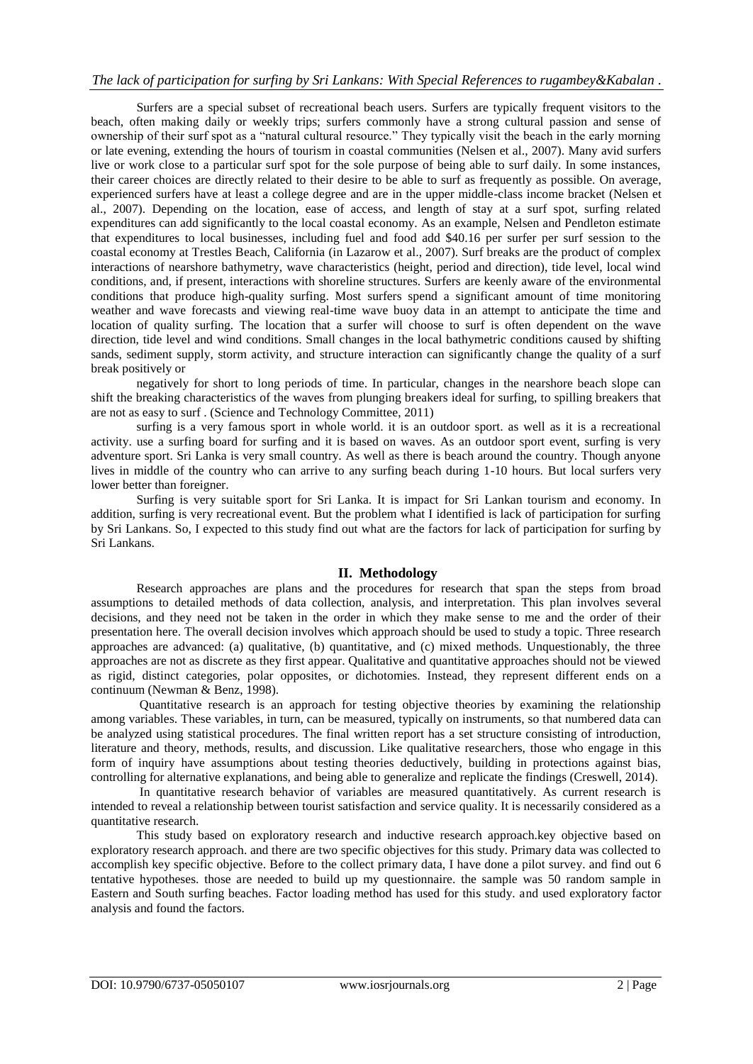Surfers are a special subset of recreational beach users. Surfers are typically frequent visitors to the beach, often making daily or weekly trips; surfers commonly have a strong cultural passion and sense of ownership of their surf spot as a "natural cultural resource." They typically visit the beach in the early morning or late evening, extending the hours of tourism in coastal communities (Nelsen et al., 2007). Many avid surfers live or work close to a particular surf spot for the sole purpose of being able to surf daily. In some instances, their career choices are directly related to their desire to be able to surf as frequently as possible. On average, experienced surfers have at least a college degree and are in the upper middle-class income bracket (Nelsen et al., 2007). Depending on the location, ease of access, and length of stay at a surf spot, surfing related expenditures can add significantly to the local coastal economy. As an example, Nelsen and Pendleton estimate that expenditures to local businesses, including fuel and food add $40.16 per surfer per surf session to the coastal economy at Trestles Beach, California (in Lazarow et al., 2007). Surf breaks are the product of complex interactions of nearshore bathymetry, wave characteristics (height, period and direction), tide level, local wind conditions, and, if present, interactions with shoreline structures. Surfers are keenly aware of the environmental conditions that produce high-quality surfing. Most surfers spend a significant amount of time monitoring weather and wave forecasts and viewing real-time wave buoy data in an attempt to anticipate the time and location of quality surfing. The location that a surfer will choose to surf is often dependent on the wave direction, tide level and wind conditions. Small changes in the local bathymetric conditions caused by shifting sands, sediment supply, storm activity, and structure interaction can significantly change the quality of a surf break positively or

negatively for short to long periods of time. In particular, changes in the nearshore beach slope can shift the breaking characteristics of the waves from plunging breakers ideal for surfing, to spilling breakers that are not as easy to surf . (Science and Technology Committee, 2011)

surfing is a very famous sport in whole world. it is an outdoor sport. as well as it is a recreational activity. use a surfing board for surfing and it is based on waves. As an outdoor sport event, surfing is very adventure sport. Sri Lanka is very small country. As well as there is beach around the country. Though anyone lives in middle of the country who can arrive to any surfing beach during 1-10 hours. But local surfers very lower better than foreigner.

Surfing is very suitable sport for Sri Lanka. It is impact for Sri Lankan tourism and economy. In addition, surfing is very recreational event. But the problem what I identified is lack of participation for surfing by Sri Lankans. So, I expected to this study find out what are the factors for lack of participation for surfing by Sri Lankans.

## II. Methodology

Research approaches are plans and the procedures for research that span the steps from broad assumptions to detailed methods of data collection, analysis, and interpretation. This plan involves several decisions, and they need not be taken in the order in which they make sense to me and the order of their presentation here. The overall decision involves which approach should be used to study a topic. Three research approaches are advanced: (a) qualitative, (b) quantitative, and (c) mixed methods. Unquestionably, the three approaches are not as discrete as they first appear. Qualitative and quantitative approaches should not be viewed as rigid, distinct categories, polar opposites, or dichotomies. Instead, they represent different ends on a continuum (Newman & Benz, 1998).

Quantitative research is an approach for testing objective theories by examining the relationship among variables. These variables, in turn, can be measured, typically on instruments, so that numbered data can be analyzed using statistical procedures. The final written report has a set structure consisting of introduction, literature and theory, methods, results, and discussion. Like qualitative researchers, those who engage in this form of inquiry have assumptions about testing theories deductively, building in protections against bias, controlling for alternative explanations, and being able to generalize and replicate the findings (Creswell, 2014).

In quantitative research behavior of variables are measured quantitatively. As current research is intended to reveal a relationship between tourist satisfaction and service quality. It is necessarily considered as a quantitative research.

This study based on exploratory research and inductive research approach.key objective based on exploratory research approach. and there are two specific objectives for this study. Primary data was collected to accomplish key specific objective. Before to the collect primary data, I have done a pilot survey. and find out 6 tentative hypotheses. those are needed to build up my questionnaire. the sample was 50 random sample in Eastern and South surfing beaches. Factor loading method has used for this study. and used exploratory factor analysis and found the factors.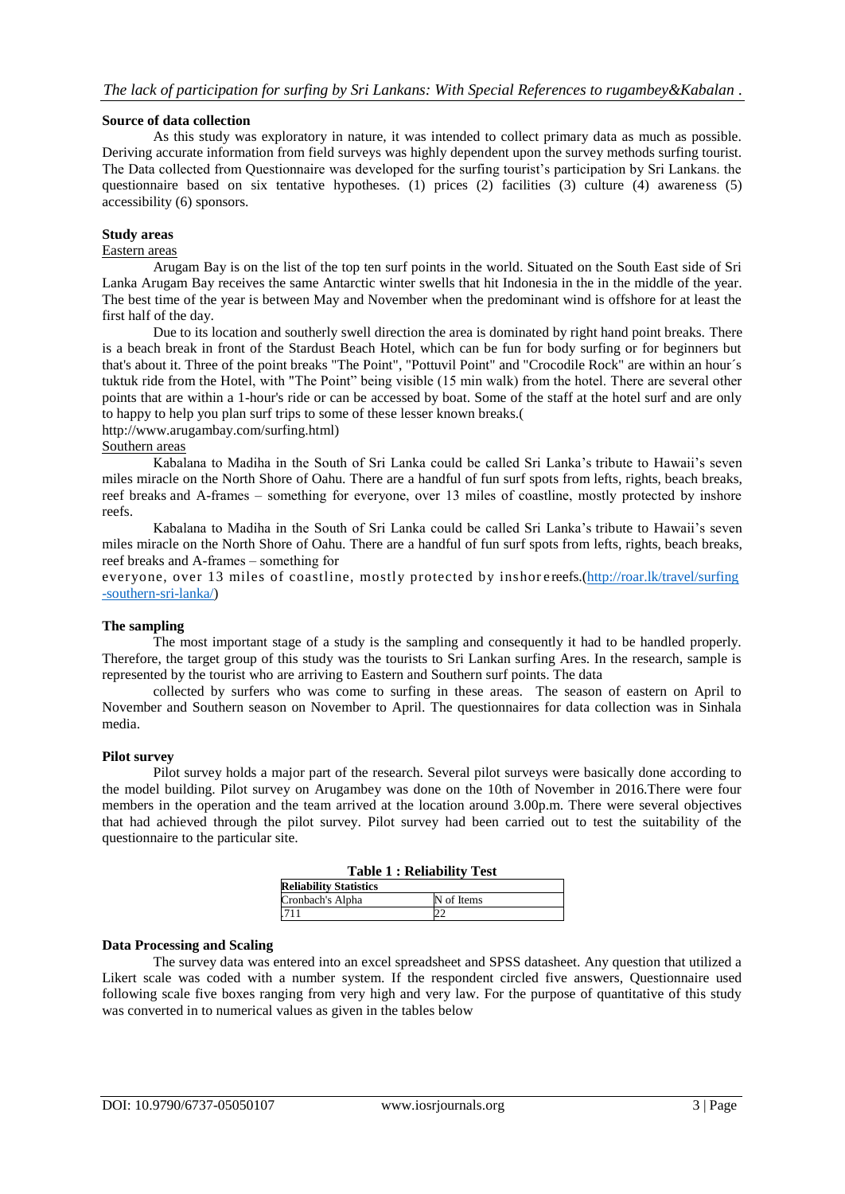**Source of data collection**

As this study was exploratory in nature, it was intended to collect primary data as much as possible. Deriving accurate information from field surveys was highly dependent upon the survey methods surfing tourist. The Data collected from Questionnaire was developed for the surfing tourist's participation by Sri Lankans. the questionnaire based on six tentative hypotheses. (1) prices (2) facilities (3) culture (4) awareness (5) accessibility (6) sponsors.

**Study areas**

Eastern areas

Arugam Bay is on the list of the top ten surf points in the world. Situated on the South East side of Sri Lanka Arugam Bay receives the same Antarctic winter swells that hit Indonesia in the in the middle of the year. The best time of the year is between May and November when the predominant wind is offshore for at least the first half of the day.

Due to its location and southerly swell direction the area is dominated by right hand point breaks. There is a beach break in front of the Stardust Beach Hotel, which can be fun for body surfing or for beginners but that's about it. Three of the point breaks "The Point", "Pottuvil Point" and "Crocodile Rock" are within an hour´s tuktuk ride from the Hotel, with "The Point" being visible (15 min walk) from the hotel. There are several other points that are within a 1-hour's ride or can be accessed by boat. Some of the staff at the hotel surf and are only to happy to help you plan surf trips to some of these lesser known breaks.( http://www.arugambay.com/surfing.html)

Southern areas

Kabalana to Madiha in the South of Sri Lanka could be called Sri Lanka's tribute to Hawaii's seven miles miracle on the North Shore of Oahu. There are a handful of fun surf spots from lefts, rights, beach breaks, reef breaks and A-frames – something for everyone, over 13 miles of coastline, mostly protected by inshore reefs.

Kabalana to Madiha in the South of Sri Lanka could be called Sri Lanka's tribute to Hawaii's seven miles miracle on the North Shore of Oahu. There are a handful of fun surf spots from lefts, rights, beach breaks, reef breaks and A-frames – something for everyone, over 13 miles of coastline, mostly protected by inshor ereefs.(http://roar.lk/travel/surfing-southern-sri-lanka/)

**The sampling**

The most important stage of a study is the sampling and consequently it had to be handled properly. Therefore, the target group of this study was the tourists to Sri Lankan surfing Ares. In the research, sample is represented by the tourist who are arriving to Eastern and Southern surf points. The data

collected by surfers who was come to surfing in these areas. The season of eastern on April to November and Southern season on November to April. The questionnaires for data collection was in Sinhala media.

**Pilot survey**

Pilot survey holds a major part of the research. Several pilot surveys were basically done according to the model building. Pilot survey on Arugambey was done on the 10th of November in 2016.There were four members in the operation and the team arrived at the location around 3.00p.m. There were several objectives that had achieved through the pilot survey. Pilot survey had been carried out to test the suitability of the questionnaire to the particular site.

**Table 1 : Reliability Test**

| Reliability Statistics | |
|---|---|
| Cronbach's Alpha | N of Items |
| .711 | 22 |

**Data Processing and Scaling**

The survey data was entered into an excel spreadsheet and SPSS datasheet. Any question that utilized a Likert scale was coded with a number system. If the respondent circled five answers, Questionnaire used following scale five boxes ranging from very high and very law. For the purpose of quantitative of this study was converted in to numerical values as given in the tables below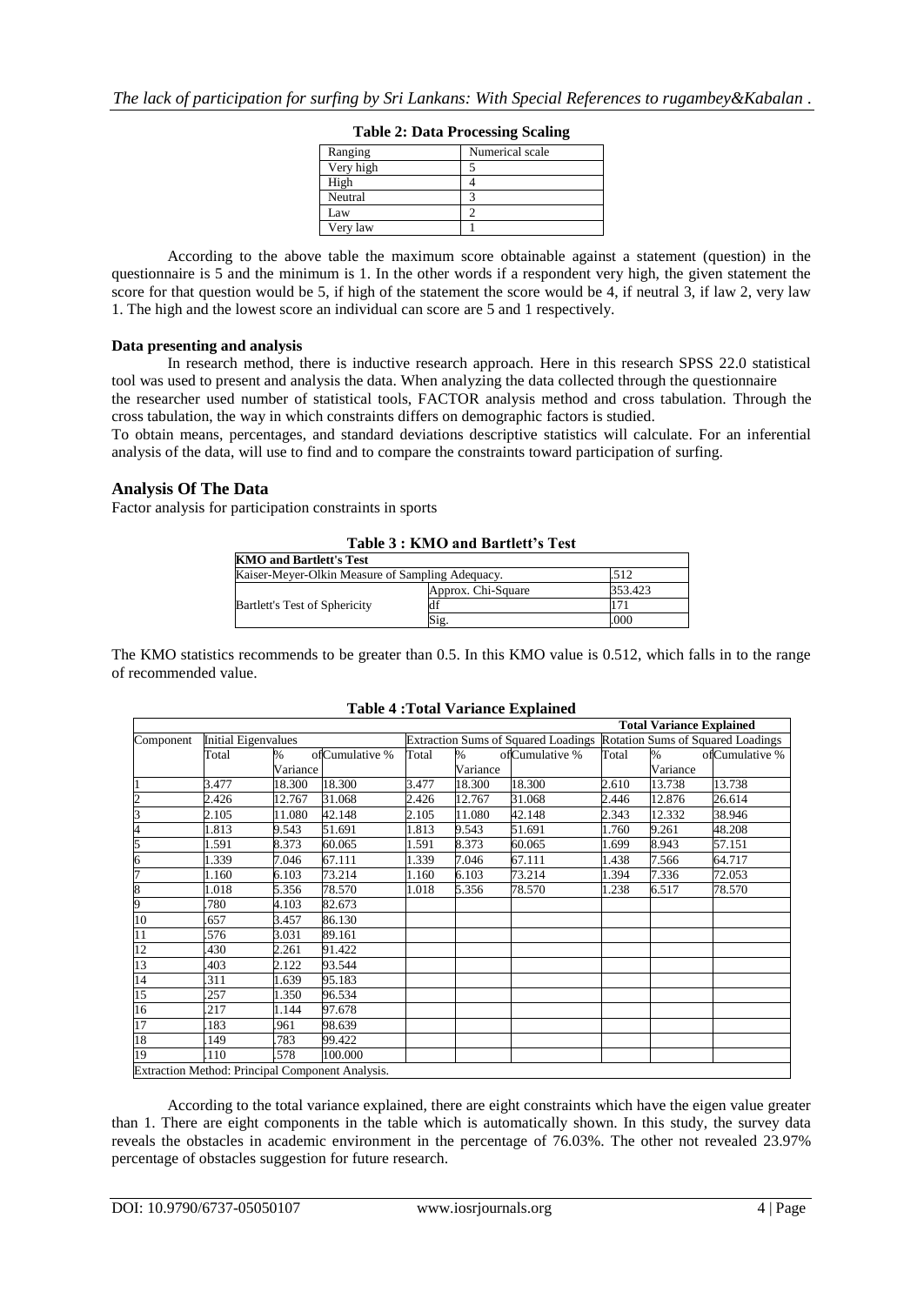**Table 2: Data Processing Scaling**

| Ranging | Numerical scale |
|---|---|
| Very high | 5 |
| High | 4 |
| Neutral | 3 |
| Law | 2 |
| Very law | 1 |

According to the above table the maximum score obtainable against a statement (question) in the questionnaire is 5 and the minimum is 1. In the other words if a respondent very high, the given statement the score for that question would be 5, if high of the statement the score would be 4, if neutral 3, if law 2, very law 1. The high and the lowest score an individual can score are 5 and 1 respectively.

**Data presenting and analysis**

In research method, there is inductive research approach. Here in this research SPSS 22.0 statistical tool was used to present and analysis the data. When analyzing the data collected through the questionnaire the researcher used number of statistical tools, FACTOR analysis method and cross tabulation. Through the cross tabulation, the way in which constraints differs on demographic factors is studied.

To obtain means, percentages, and standard deviations descriptive statistics will calculate. For an inferential analysis of the data, will use to find and to compare the constraints toward participation of surfing.

## Analysis Of The Data

Factor analysis for participation constraints in sports

**Table 3 : KMO and Bartlett's Test**

| **KMO and Bartlett's Test** | | |
|---|---|---|
| Kaiser-Meyer-Olkin Measure of Sampling Adequacy. | | .512 |
| Bartlett's Test of Sphericity | Approx. Chi-Square | 353.423 |
| | df | 171 |
| | Sig. | .000 |

The KMO statistics recommends to be greater than 0.5. In this KMO value is 0.512, which falls in to the range of recommended value.

**Table 4 :Total Variance Explained**

| | | | | | | | | **Total Variance Explained** | |
|---|---|---|---|---|---|---|---|---|---|
| Component | Initial Eigenvalues | | | Extraction Sums of Squared Loadings | | | Rotation Sums of Squared Loadings | | |
| | Total | % of Variance | Cumulative % | Total | % of Variance | Cumulative % | Total | % of Variance | Cumulative % |
| 1 | 3.477 | 18.300 | 18.300 | 3.477 | 18.300 | 18.300 | 2.610 | 13.738 | 13.738 |
| 2 | 2.426 | 12.767 | 31.068 | 2.426 | 12.767 | 31.068 | 2.446 | 12.876 | 26.614 |
| 3 | 2.105 | 11.080 | 42.148 | 2.105 | 11.080 | 42.148 | 2.343 | 12.332 | 38.946 |
| 4 | 1.813 | 9.543 | 51.691 | 1.813 | 9.543 | 51.691 | 1.760 | 9.261 | 48.208 |
| 5 | 1.591 | 8.373 | 60.065 | 1.591 | 8.373 | 60.065 | 1.699 | 8.943 | 57.151 |
| 6 | 1.339 | 7.046 | 67.111 | 1.339 | 7.046 | 67.111 | 1.438 | 7.566 | 64.717 |
| 7 | 1.160 | 6.103 | 73.214 | 1.160 | 6.103 | 73.214 | 1.394 | 7.336 | 72.053 |
| 8 | 1.018 | 5.356 | 78.570 | 1.018 | 5.356 | 78.570 | 1.238 | 6.517 | 78.570 |
| 9 | .780 | 4.103 | 82.673 | | | | | | |
| 10 | .657 | 3.457 | 86.130 | | | | | | |
| 11 | .576 | 3.031 | 89.161 | | | | | | |
| 12 | .430 | 2.261 | 91.422 | | | | | | |
| 13 | .403 | 2.122 | 93.544 | | | | | | |
| 14 | .311 | 1.639 | 95.183 | | | | | | |
| 15 | .257 | 1.350 | 96.534 | | | | | | |
| 16 | .217 | 1.144 | 97.678 | | | | | | |
| 17 | .183 | .961 | 98.639 | | | | | | |
| 18 | .149 | .783 | 99.422 | | | | | | |
| 19 | .110 | .578 | 100.000 | | | | | | |
| Extraction Method: Principal Component Analysis. | | | | | | | | | |

According to the total variance explained, there are eight constraints which have the eigen value greater than 1. There are eight components in the table which is automatically shown. In this study, the survey data reveals the obstacles in academic environment in the percentage of 76.03%. The other not revealed 23.97% percentage of obstacles suggestion for future research.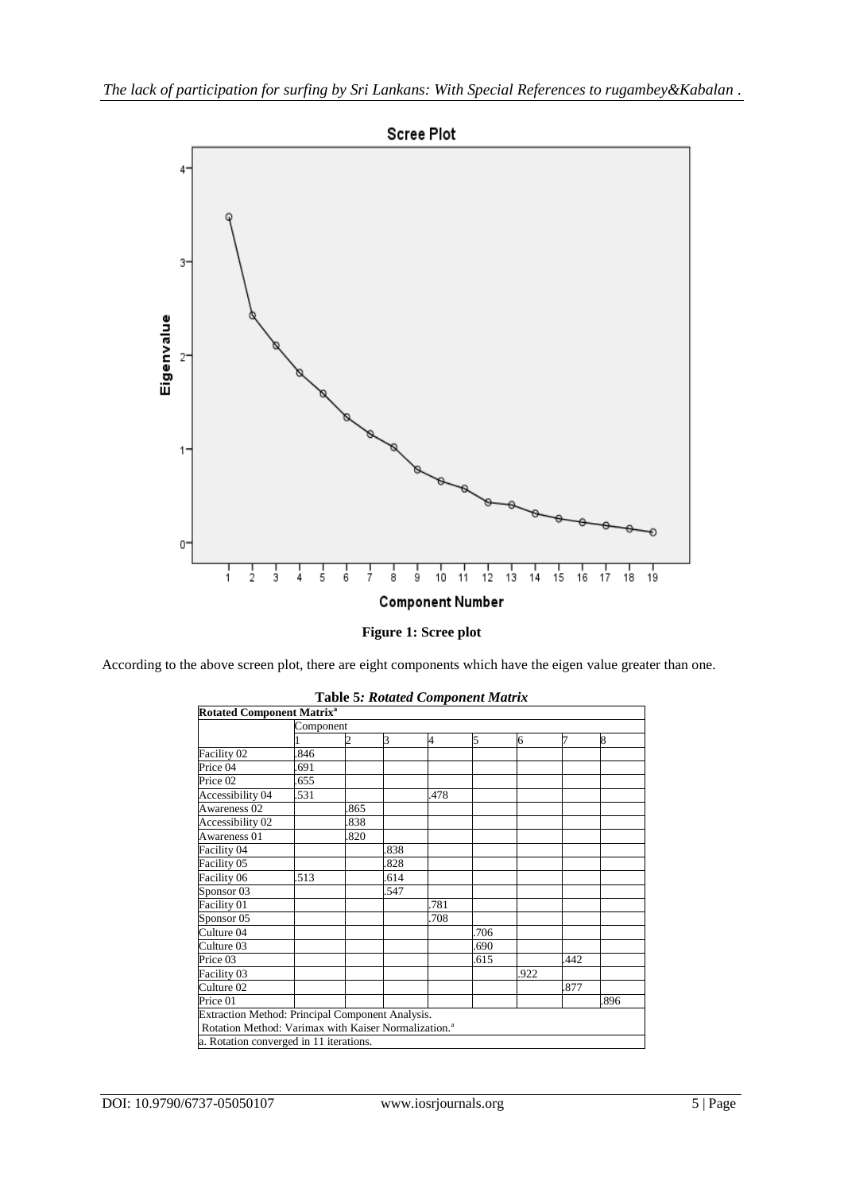Figure 1: Scree plot

According to the above screen plot, there are eight components which have the eigen value greater than one.

**Table 5: *Rotated Component Matrix***

| Rotated Component Matrix[a] | | | | | | | | |
|---|---|---|---|---|---|---|---|---|
| | Component | | | | | | | |
| | 1 | 2 | 3 | 4 | 5 | 6 | 7 | 8 |
| Facility 02 | .846 | | | | | | | |
| Price 04 | .691 | | | | | | | |
| Price 02 | .655 | | | | | | | |
| Accessibility 04 | .531 | | | .478 | | | | |
| Awareness 02 | | .865 | | | | | | |
| Accessibility 02 | | .838 | | | | | | |
| Awareness 01 | | .820 | | | | | | |
| Facility 04 | | | .838 | | | | | |
| Facility 05 | | | .828 | | | | | |
| Facility 06 | .513 | | .614 | | | | | |
| Sponsor 03 | | | .547 | | | | | |
| Facility 01 | | | | .781 | | | | |
| Sponsor 05 | | | | .708 | | | | |
| Culture 04 | | | | | .706 | | | |
| Culture 03 | | | | | .690 | | | |
| Price 03 | | | | | .615 | | .442 | |
| Facility 03 | | | | | | .922 | | |
| Culture 02 | | | | | | | .877 | |
| Price 01 | | | | | | | | .896 |

Extraction Method: Principal Component Analysis.
Rotation Method: Varimax with Kaiser Normalization.[a]
a. Rotation converged in 11 iterations.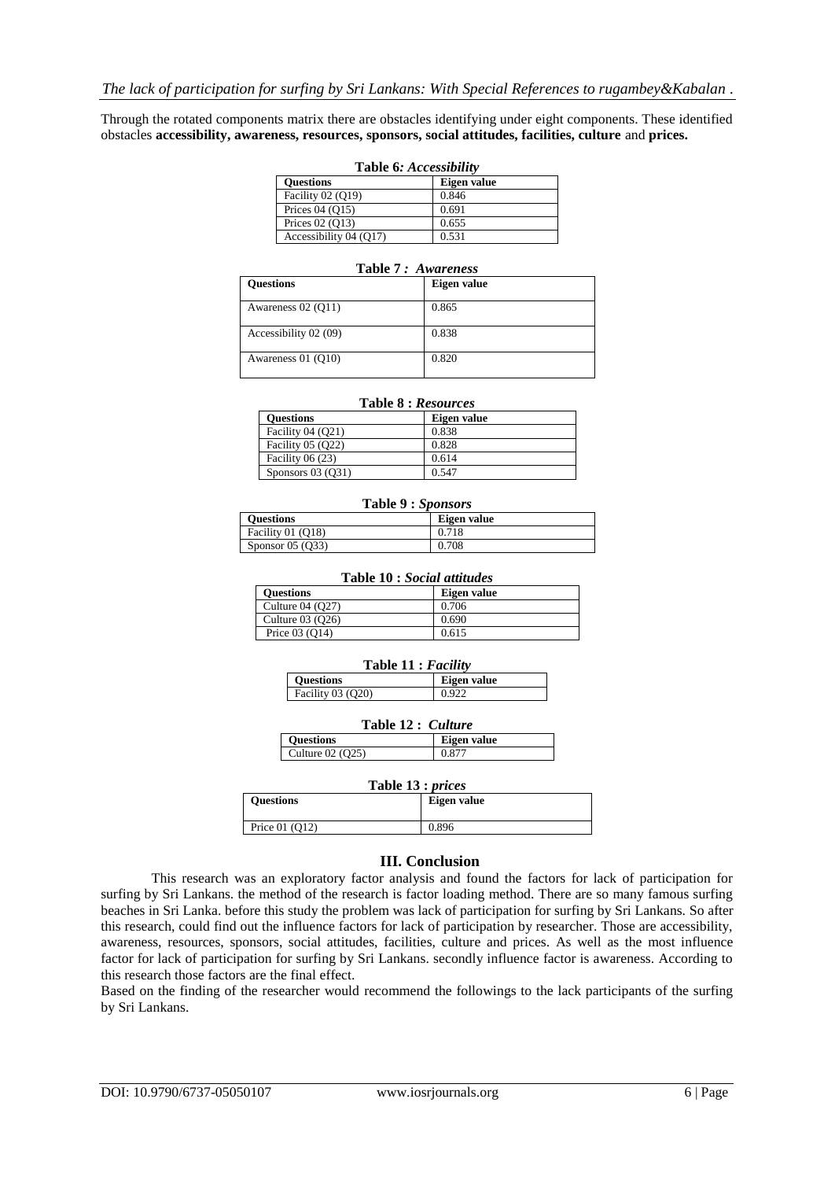Through the rotated components matrix there are obstacles identifying under eight components. These identified obstacles **accessibility, awareness, resources, sponsors, social attitudes, facilities, culture** and **prices.**

**Table 6***: Accessibility*

| Questions | Eigen value |
|---|---|
| Facility 02 (Q19) | 0.846 |
| Prices 04 (Q15) | 0.691 |
| Prices 02 (Q13) | 0.655 |
| Accessibility 04 (Q17) | 0.531 |

**Table 7** *: Awareness*

| Questions | Eigen value |
|---|---|
| Awareness 02 (Q11) | 0.865 |
| Accessibility 02 (09) | 0.838 |
| Awareness 01 (Q10) | 0.820 |

**Table 8 :** ***Resources***

| Questions | Eigen value |
|---|---|
| Facility 04 (Q21) | 0.838 |
| Facility 05 (Q22) | 0.828 |
| Facility 06 (23) | 0.614 |
| Sponsors 03 (Q31) | 0.547 |

**Table 9 :** ***Sponsors***

| Questions | Eigen value |
|---|---|
| Facility 01 (Q18) | 0.718 |
| Sponsor 05 (Q33) | 0.708 |

**Table 10 :** ***Social attitudes***

| Questions | Eigen value |
|---|---|
| Culture 04 (Q27) | 0.706 |
| Culture 03 (Q26) | 0.690 |
| Price 03 (Q14) | 0.615 |

**Table 11 :** ***Facility***

| Questions | Eigen value |
|---|---|
| Facility 03 (Q20) | 0.922 |

**Table 12 :** ***Culture***

| Questions | Eigen value |
|---|---|
| Culture 02 (Q25) | 0.877 |

**Table 13 :** ***prices***

| Questions | Eigen value |
|---|---|
| Price 01 (Q12) | 0.896 |

## III. Conclusion

This research was an exploratory factor analysis and found the factors for lack of participation for surfing by Sri Lankans. the method of the research is factor loading method. There are so many famous surfing beaches in Sri Lanka. before this study the problem was lack of participation for surfing by Sri Lankans. So after this research, could find out the influence factors for lack of participation by researcher. Those are accessibility, awareness, resources, sponsors, social attitudes, facilities, culture and prices. As well as the most influence factor for lack of participation for surfing by Sri Lankans. secondly influence factor is awareness. According to this research those factors are the final effect.

Based on the finding of the researcher would recommend the followings to the lack participants of the surfing by Sri Lankans.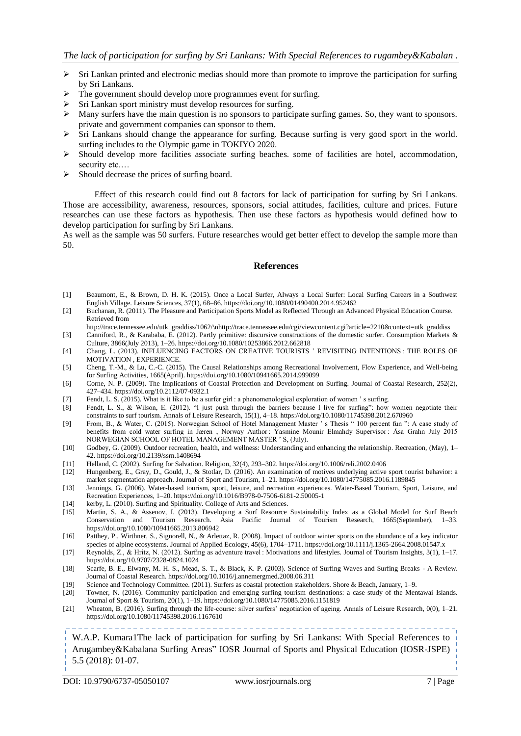- Sri Lankan printed and electronic medias should more than promote to improve the participation for surfing by Sri Lankans.
- The government should develop more programmes event for surfing.
- Sri Lankan sport ministry must develop resources for surfing.
- Many surfers have the main question is no sponsors to participate surfing games. So, they want to sponsors. private and government companies can sponsor to them.
- Sri Lankans should change the appearance for surfing. Because surfing is very good sport in the world. surfing includes to the Olympic game in TOKIYO 2020.
- Should develop more facilities associate surfing beaches. some of facilities are hotel, accommodation, security etc.…
- Should decrease the prices of surfing board.

Effect of this research could find out 8 factors for lack of participation for surfing by Sri Lankans. Those are accessibility, awareness, resources, sponsors, social attitudes, facilities, culture and prices. Future researches can use these factors as hypothesis. Then use these factors as hypothesis would defined how to develop participation for surfing by Sri Lankans.

As well as the sample was 50 surfers. Future researches would get better effect to develop the sample more than 50.

## References

[1] Beaumont, E., & Brown, D. H. K. (2015). Once a Local Surfer, Always a Local Surfer: Local Surfing Careers in a Southwest English Village. Leisure Sciences, 37(1), 68–86. https://doi.org/10.1080/01490400.2014.952462

[2] Buchanan, R. (2011). The Pleasure and Participation Sports Model as Reflected Through an Advanced Physical Education Course. Retrieved from http://trace.tennessee.edu/utk_graddiss/1062/\nhttp://trace.tennessee.edu/cgi/viewcontent.cgi?article=2210&context=utk_graddiss

[3] Canniford, R., & Karababa, E. (2012). Partly primitive: discursive constructions of the domestic surfer. Consumption Markets & Culture, 3866(July 2013), 1–26. https://doi.org/10.1080/10253866.2012.662818

[4] Chang, L. (2013). INFLUENCING FACTORS ON CREATIVE TOURISTS ' REVISITING INTENTIONS : THE ROLES OF MOTIVATION , EXPERIENCE.

[5] Cheng, T.-M., & Lu, C.-C. (2015). The Causal Relationships among Recreational Involvement, Flow Experience, and Well-being for Surfing Activities, 1665(April). https://doi.org/10.1080/10941665.2014.999099

[6] Corne, N. P. (2009). The Implications of Coastal Protection and Development on Surfing. Journal of Coastal Research, 252(2), 427–434. https://doi.org/10.2112/07-0932.1

[7] Fendt, L. S. (2015). What is it like to be a surfer girl : a phenomenological exploration of women ' s surfing.

[8] Fendt, L. S., & Wilson, E. (2012). "I just push through the barriers because I live for surfing": how women negotiate their constraints to surf tourism. Annals of Leisure Research, 15(1), 4–18. https://doi.org/10.1080/11745398.2012.670960

[9] From, B., & Water, C. (2015). Norwegian School of Hotel Management Master ' s Thesis " 100 percent fun ": A case study of benefits from cold water surfing in Jæren , Norway Author : Yasmine Mounir Elmahdy Supervisor : Åsa Grahn July 2015 NORWEGIAN SCHOOL OF HOTEL MANAGEMENT MASTER ' S, (July).

[10] Godbey, G. (2009). Outdoor recreation, health, and wellness: Understanding and enhancing the relationship. Recreation, (May), 1–42. https://doi.org/10.2139/ssrn.1408694

[11] Helland, C. (2002). Surfing for Salvation. Religion, 32(4), 293–302. https://doi.org/10.1006/reli.2002.0406

[12] Hungenberg, E., Gray, D., Gould, J., & Stotlar, D. (2016). An examination of motives underlying active sport tourist behavior: a market segmentation approach. Journal of Sport and Tourism, 1–21. https://doi.org/10.1080/14775085.2016.1189845

[13] Jennings, G. (2006). Water-based tourism, sport, leisure, and recreation experiences. Water-Based Tourism, Sport, Leisure, and Recreation Experiences, 1–20. https://doi.org/10.1016/B978-0-7506-6181-2.50005-1

[14] kerby, L. (2010). Surfing and Spirituality. College of Arts and Sciences.

[15] Martin, S. A., & Assenov, I. (2013). Developing a Surf Resource Sustainability Index as a Global Model for Surf Beach Conservation and Tourism Research. Asia Pacific Journal of Tourism Research, 1665(September), 1–33. https://doi.org/10.1080/10941665.2013.806942

[16] Patthey, P., Wirthner, S., Signorell, N., & Arlettaz, R. (2008). Impact of outdoor winter sports on the abundance of a key indicator species of alpine ecosystems. Journal of Applied Ecology, 45(6), 1704–1711. https://doi.org/10.1111/j.1365-2664.2008.01547.x

[17] Reynolds, Z., & Hritz, N. (2012). Surfing as adventure travel : Motivations and lifestyles. Journal of Tourism Insights, 3(1), 1–17. https://doi.org/10.9707/2328-0824.1024

[18] Scarfe, B. E., Elwany, M. H. S., Mead, S. T., & Black, K. P. (2003). Science of Surfing Waves and Surfing Breaks - A Review. Journal of Coastal Research. https://doi.org/10.1016/j.annemergmed.2008.06.311

[19] Science and Technology Committee. (2011). Surfers as coastal protection stakeholders. Shore & Beach, January, 1–9.

[20] Towner, N. (2016). Community participation and emerging surfing tourism destinations: a case study of the Mentawai Islands. Journal of Sport & Tourism, 20(1), 1–19. https://doi.org/10.1080/14775085.2016.1151819

[21] Wheaton, B. (2016). Surfing through the life-course: silver surfers' negotiation of ageing. Annals of Leisure Research, 0(0), 1–21. https://doi.org/10.1080/11745398.2016.1167610

W.A.P. Kumara1The lack of participation for surfing by Sri Lankans: With Special References to Arugambey&Kabalana Surfing Areas" IOSR Journal of Sports and Physical Education (IOSR-JSPE) 5.5 (2018): 01-07.